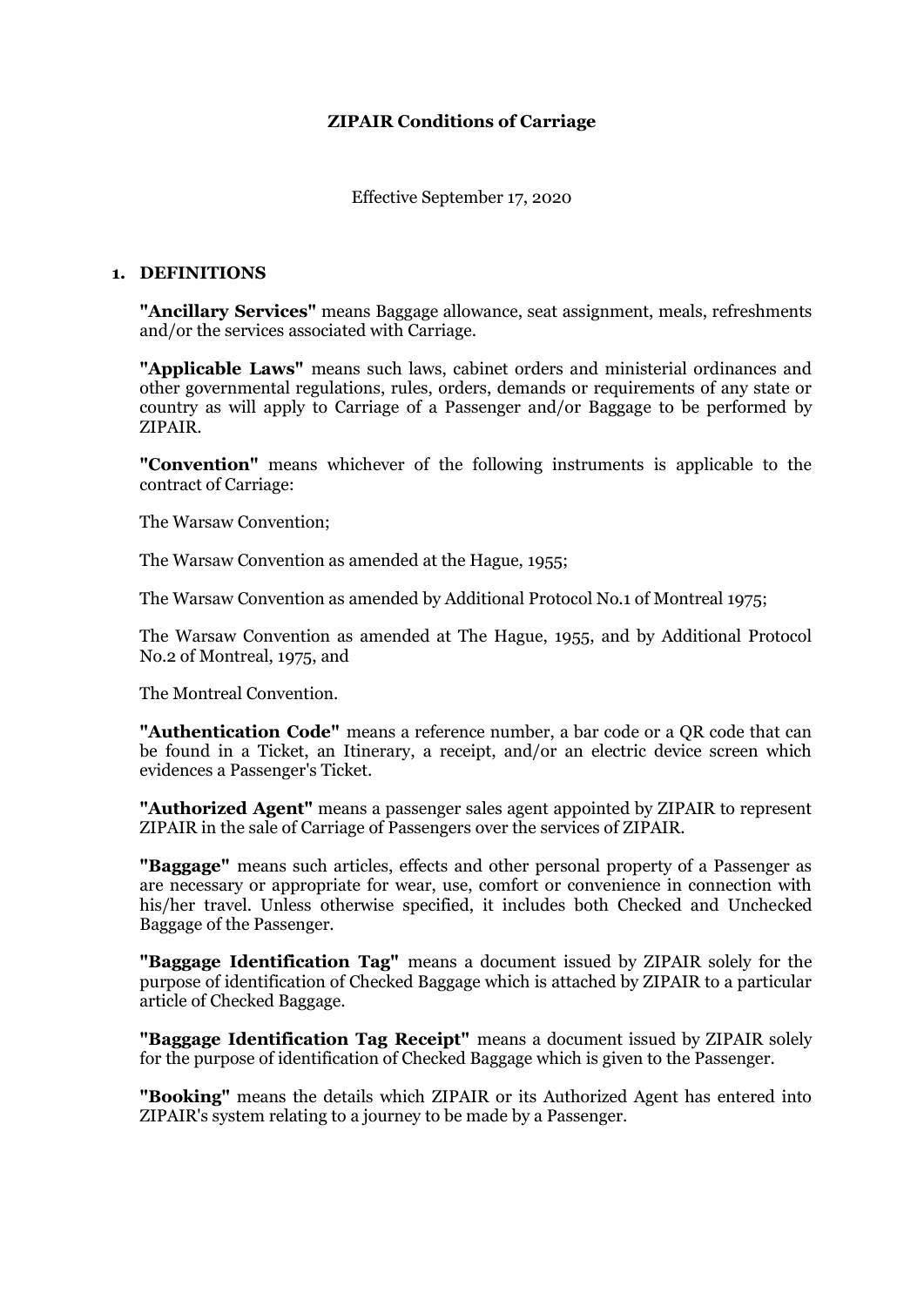# ZIPAIR Conditions of Carriage

Effective September 17, 2020

## 1. DEFINITIONS

**"Ancillary Services"** means Baggage allowance, seat assignment, meals, refreshments and/or the services associated with Carriage.

**"Applicable Laws"** means such laws, cabinet orders and ministerial ordinances and other governmental regulations, rules, orders, demands or requirements of any state or country as will apply to Carriage of a Passenger and/or Baggage to be performed by ZIPAIR.

**"Convention"** means whichever of the following instruments is applicable to the contract of Carriage:

The Warsaw Convention;

The Warsaw Convention as amended at the Hague, 1955;

The Warsaw Convention as amended by Additional Protocol No.1 of Montreal 1975;

The Warsaw Convention as amended at The Hague, 1955, and by Additional Protocol No.2 of Montreal, 1975, and

The Montreal Convention.

**"Authentication Code"** means a reference number, a bar code or a QR code that can be found in a Ticket, an Itinerary, a receipt, and/or an electric device screen which evidences a Passenger's Ticket.

**"Authorized Agent"** means a passenger sales agent appointed by ZIPAIR to represent ZIPAIR in the sale of Carriage of Passengers over the services of ZIPAIR.

**"Baggage"** means such articles, effects and other personal property of a Passenger as are necessary or appropriate for wear, use, comfort or convenience in connection with his/her travel. Unless otherwise specified, it includes both Checked and Unchecked Baggage of the Passenger.

**"Baggage Identification Tag"** means a document issued by ZIPAIR solely for the purpose of identification of Checked Baggage which is attached by ZIPAIR to a particular article of Checked Baggage.

**"Baggage Identification Tag Receipt"** means a document issued by ZIPAIR solely for the purpose of identification of Checked Baggage which is given to the Passenger.

**"Booking"** means the details which ZIPAIR or its Authorized Agent has entered into ZIPAIR's system relating to a journey to be made by a Passenger.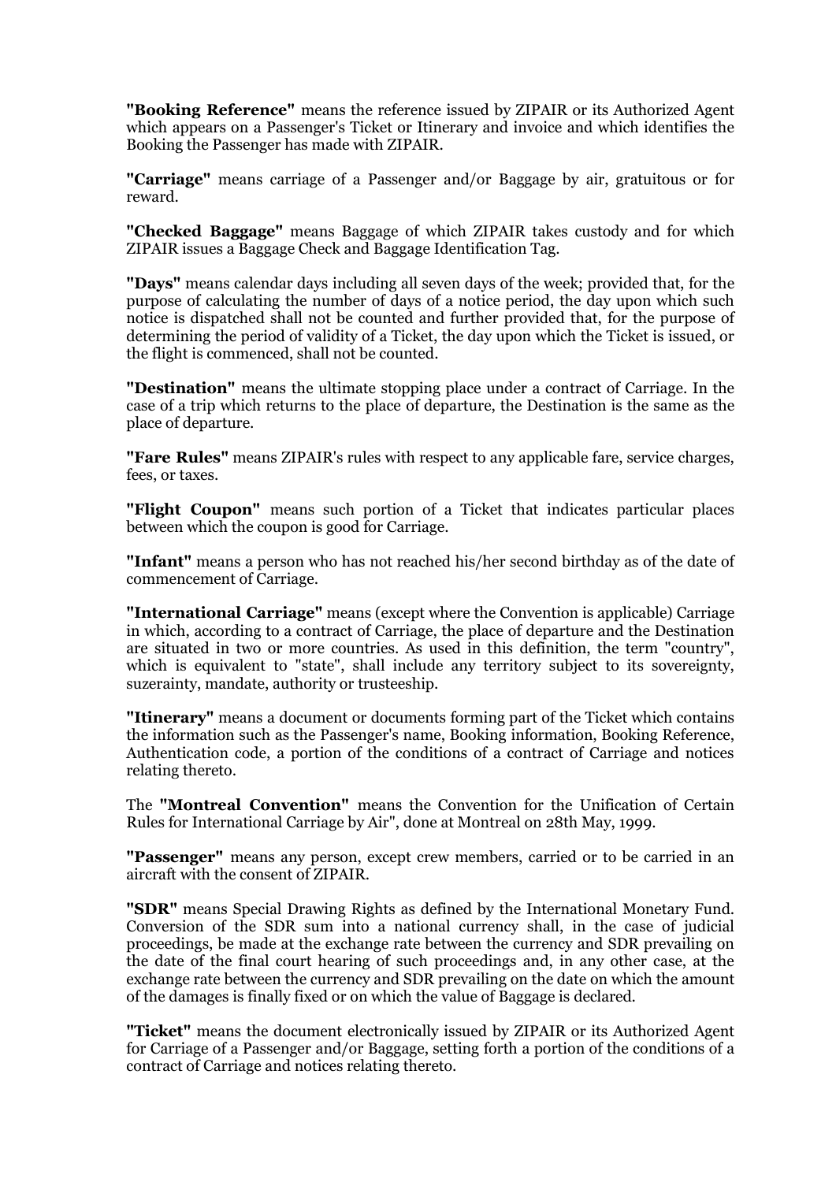**"Booking Reference"** means the reference issued by ZIPAIR or its Authorized Agent which appears on a Passenger's Ticket or Itinerary and invoice and which identifies the Booking the Passenger has made with ZIPAIR.

**"Carriage"** means carriage of a Passenger and/or Baggage by air, gratuitous or for reward.

**"Checked Baggage"** means Baggage of which ZIPAIR takes custody and for which ZIPAIR issues a Baggage Check and Baggage Identification Tag.

**"Days"** means calendar days including all seven days of the week; provided that, for the purpose of calculating the number of days of a notice period, the day upon which such notice is dispatched shall not be counted and further provided that, for the purpose of determining the period of validity of a Ticket, the day upon which the Ticket is issued, or the flight is commenced, shall not be counted.

**"Destination"** means the ultimate stopping place under a contract of Carriage. In the case of a trip which returns to the place of departure, the Destination is the same as the place of departure.

**"Fare Rules"** means ZIPAIR's rules with respect to any applicable fare, service charges, fees, or taxes.

**"Flight Coupon"** means such portion of a Ticket that indicates particular places between which the coupon is good for Carriage.

**"Infant"** means a person who has not reached his/her second birthday as of the date of commencement of Carriage.

**"International Carriage"** means (except where the Convention is applicable) Carriage in which, according to a contract of Carriage, the place of departure and the Destination are situated in two or more countries. As used in this definition, the term "country", which is equivalent to "state", shall include any territory subject to its sovereignty, suzerainty, mandate, authority or trusteeship.

**"Itinerary"** means a document or documents forming part of the Ticket which contains the information such as the Passenger's name, Booking information, Booking Reference, Authentication code, a portion of the conditions of a contract of Carriage and notices relating thereto.

The **"Montreal Convention"** means the Convention for the Unification of Certain Rules for International Carriage by Air", done at Montreal on 28th May, 1999.

**"Passenger"** means any person, except crew members, carried or to be carried in an aircraft with the consent of ZIPAIR.

**"SDR"** means Special Drawing Rights as defined by the International Monetary Fund. Conversion of the SDR sum into a national currency shall, in the case of judicial proceedings, be made at the exchange rate between the currency and SDR prevailing on the date of the final court hearing of such proceedings and, in any other case, at the exchange rate between the currency and SDR prevailing on the date on which the amount of the damages is finally fixed or on which the value of Baggage is declared.

**"Ticket"** means the document electronically issued by ZIPAIR or its Authorized Agent for Carriage of a Passenger and/or Baggage, setting forth a portion of the conditions of a contract of Carriage and notices relating thereto.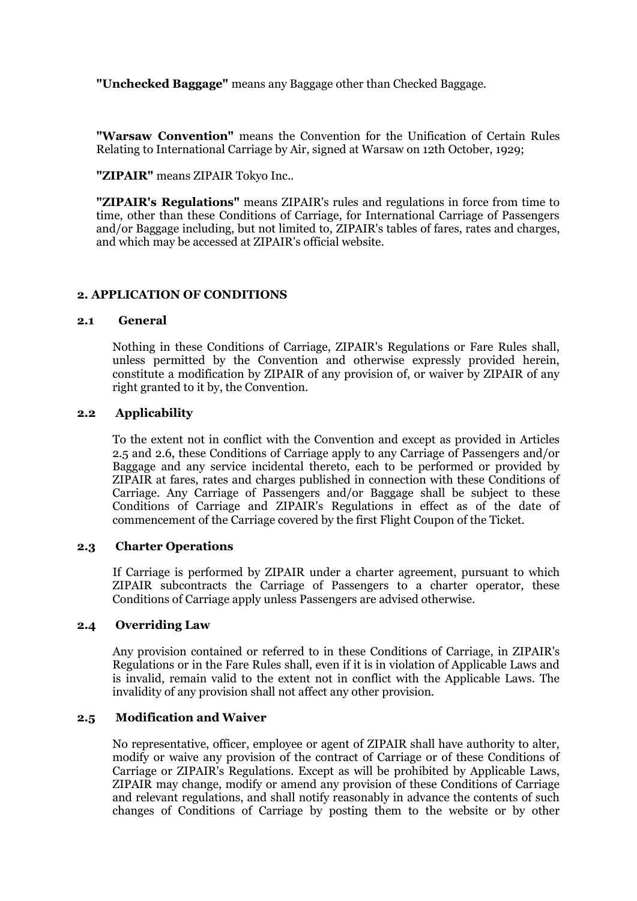**"Unchecked Baggage"** means any Baggage other than Checked Baggage.

**"Warsaw Convention"** means the Convention for the Unification of Certain Rules Relating to International Carriage by Air, signed at Warsaw on 12th October, 1929;

**"ZIPAIR"** means ZIPAIR Tokyo Inc..

**"ZIPAIR's Regulations"** means ZIPAIR's rules and regulations in force from time to time, other than these Conditions of Carriage, for International Carriage of Passengers and/or Baggage including, but not limited to, ZIPAIR's tables of fares, rates and charges, and which may be accessed at ZIPAIR's official website.

## 2. APPLICATION OF CONDITIONS

### 2.1 General

Nothing in these Conditions of Carriage, ZIPAIR's Regulations or Fare Rules shall, unless permitted by the Convention and otherwise expressly provided herein, constitute a modification by ZIPAIR of any provision of, or waiver by ZIPAIR of any right granted to it by, the Convention.

### 2.2 Applicability

To the extent not in conflict with the Convention and except as provided in Articles 2.5 and 2.6, these Conditions of Carriage apply to any Carriage of Passengers and/or Baggage and any service incidental thereto, each to be performed or provided by ZIPAIR at fares, rates and charges published in connection with these Conditions of Carriage. Any Carriage of Passengers and/or Baggage shall be subject to these Conditions of Carriage and ZIPAIR's Regulations in effect as of the date of commencement of the Carriage covered by the first Flight Coupon of the Ticket.

### 2.3 Charter Operations

If Carriage is performed by ZIPAIR under a charter agreement, pursuant to which ZIPAIR subcontracts the Carriage of Passengers to a charter operator, these Conditions of Carriage apply unless Passengers are advised otherwise.

### 2.4 Overriding Law

Any provision contained or referred to in these Conditions of Carriage, in ZIPAIR's Regulations or in the Fare Rules shall, even if it is in violation of Applicable Laws and is invalid, remain valid to the extent not in conflict with the Applicable Laws. The invalidity of any provision shall not affect any other provision.

### 2.5 Modification and Waiver

No representative, officer, employee or agent of ZIPAIR shall have authority to alter, modify or waive any provision of the contract of Carriage or of these Conditions of Carriage or ZIPAIR's Regulations. Except as will be prohibited by Applicable Laws, ZIPAIR may change, modify or amend any provision of these Conditions of Carriage and relevant regulations, and shall notify reasonably in advance the contents of such changes of Conditions of Carriage by posting them to the website or by other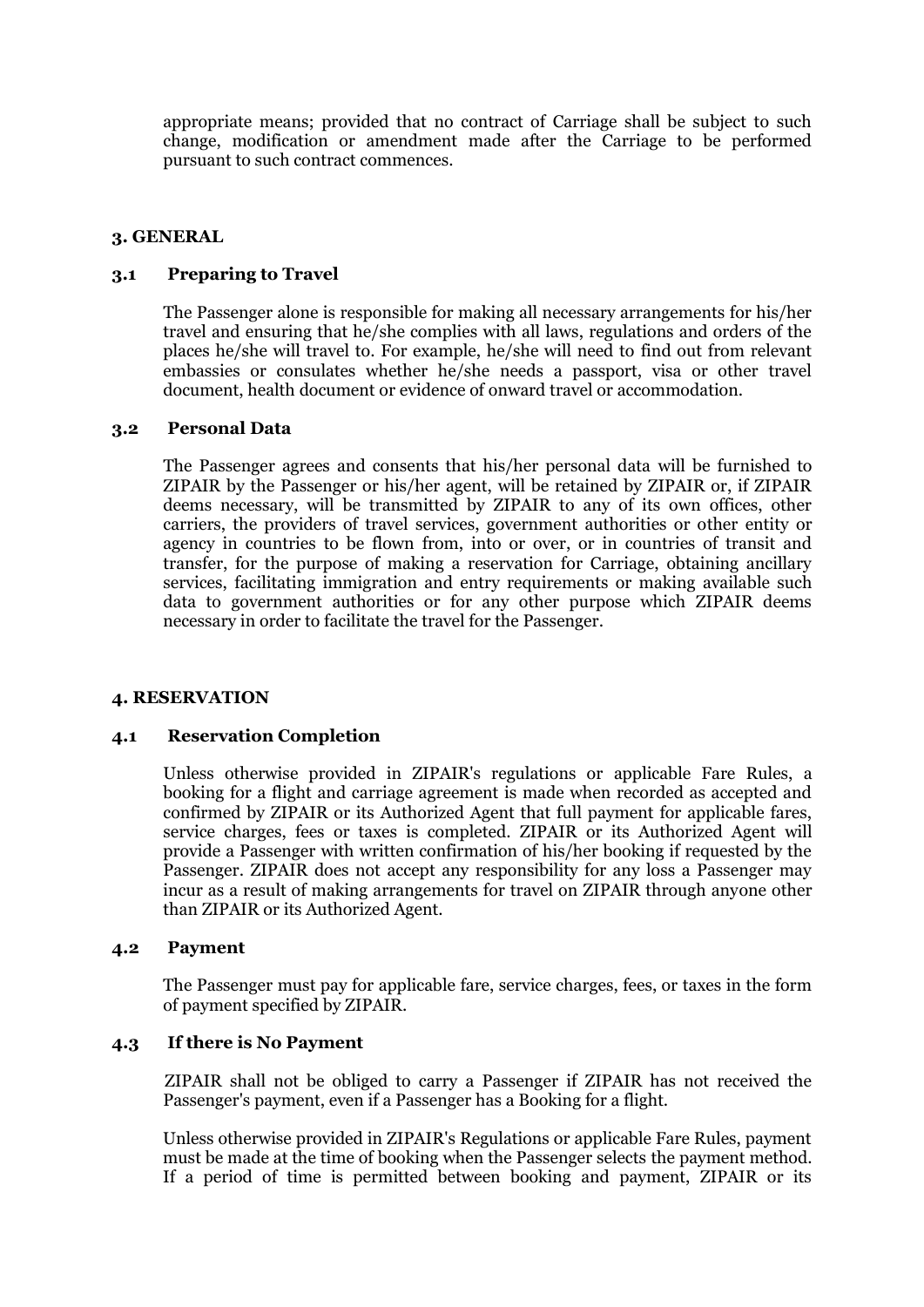appropriate means; provided that no contract of Carriage shall be subject to such change, modification or amendment made after the Carriage to be performed pursuant to such contract commences.

## 3. GENERAL

### 3.1 Preparing to Travel

The Passenger alone is responsible for making all necessary arrangements for his/her travel and ensuring that he/she complies with all laws, regulations and orders of the places he/she will travel to. For example, he/she will need to find out from relevant embassies or consulates whether he/she needs a passport, visa or other travel document, health document or evidence of onward travel or accommodation.

### 3.2 Personal Data

The Passenger agrees and consents that his/her personal data will be furnished to ZIPAIR by the Passenger or his/her agent, will be retained by ZIPAIR or, if ZIPAIR deems necessary, will be transmitted by ZIPAIR to any of its own offices, other carriers, the providers of travel services, government authorities or other entity or agency in countries to be flown from, into or over, or in countries of transit and transfer, for the purpose of making a reservation for Carriage, obtaining ancillary services, facilitating immigration and entry requirements or making available such data to government authorities or for any other purpose which ZIPAIR deems necessary in order to facilitate the travel for the Passenger.

## 4. RESERVATION

### 4.1 Reservation Completion

Unless otherwise provided in ZIPAIR's regulations or applicable Fare Rules, a booking for a flight and carriage agreement is made when recorded as accepted and confirmed by ZIPAIR or its Authorized Agent that full payment for applicable fares, service charges, fees or taxes is completed. ZIPAIR or its Authorized Agent will provide a Passenger with written confirmation of his/her booking if requested by the Passenger. ZIPAIR does not accept any responsibility for any loss a Passenger may incur as a result of making arrangements for travel on ZIPAIR through anyone other than ZIPAIR or its Authorized Agent.

### 4.2 Payment

The Passenger must pay for applicable fare, service charges, fees, or taxes in the form of payment specified by ZIPAIR.

### 4.3 If there is No Payment

ZIPAIR shall not be obliged to carry a Passenger if ZIPAIR has not received the Passenger's payment, even if a Passenger has a Booking for a flight.

Unless otherwise provided in ZIPAIR's Regulations or applicable Fare Rules, payment must be made at the time of booking when the Passenger selects the payment method. If a period of time is permitted between booking and payment, ZIPAIR or its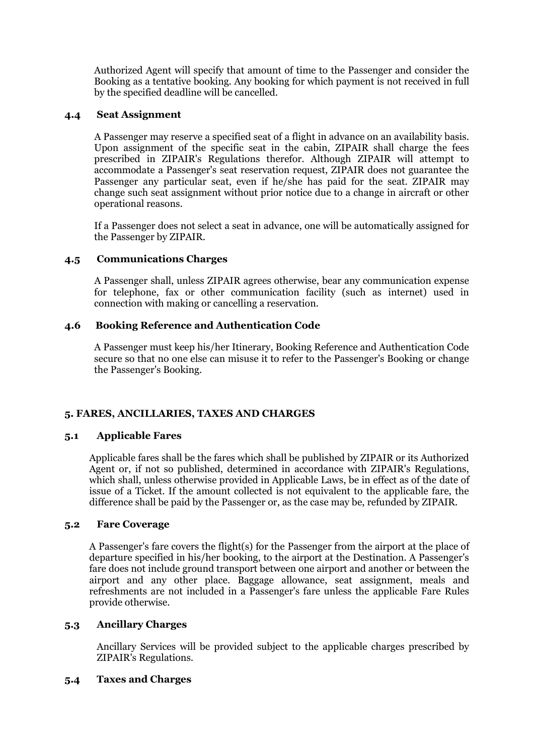Authorized Agent will specify that amount of time to the Passenger and consider the Booking as a tentative booking. Any booking for which payment is not received in full by the specified deadline will be cancelled.

### 4.4 Seat Assignment

A Passenger may reserve a specified seat of a flight in advance on an availability basis. Upon assignment of the specific seat in the cabin, ZIPAIR shall charge the fees prescribed in ZIPAIR's Regulations therefor. Although ZIPAIR will attempt to accommodate a Passenger's seat reservation request, ZIPAIR does not guarantee the Passenger any particular seat, even if he/she has paid for the seat. ZIPAIR may change such seat assignment without prior notice due to a change in aircraft or other operational reasons.

If a Passenger does not select a seat in advance, one will be automatically assigned for the Passenger by ZIPAIR.

### 4.5 Communications Charges

A Passenger shall, unless ZIPAIR agrees otherwise, bear any communication expense for telephone, fax or other communication facility (such as internet) used in connection with making or cancelling a reservation.

### 4.6 Booking Reference and Authentication Code

A Passenger must keep his/her Itinerary, Booking Reference and Authentication Code secure so that no one else can misuse it to refer to the Passenger's Booking or change the Passenger's Booking.

## 5. FARES, ANCILLARIES, TAXES AND CHARGES

### 5.1 Applicable Fares

Applicable fares shall be the fares which shall be published by ZIPAIR or its Authorized Agent or, if not so published, determined in accordance with ZIPAIR's Regulations, which shall, unless otherwise provided in Applicable Laws, be in effect as of the date of issue of a Ticket. If the amount collected is not equivalent to the applicable fare, the difference shall be paid by the Passenger or, as the case may be, refunded by ZIPAIR.

### 5.2 Fare Coverage

A Passenger's fare covers the flight(s) for the Passenger from the airport at the place of departure specified in his/her booking, to the airport at the Destination. A Passenger's fare does not include ground transport between one airport and another or between the airport and any other place. Baggage allowance, seat assignment, meals and refreshments are not included in a Passenger's fare unless the applicable Fare Rules provide otherwise.

### 5.3 Ancillary Charges

Ancillary Services will be provided subject to the applicable charges prescribed by ZIPAIR's Regulations.

### 5.4 Taxes and Charges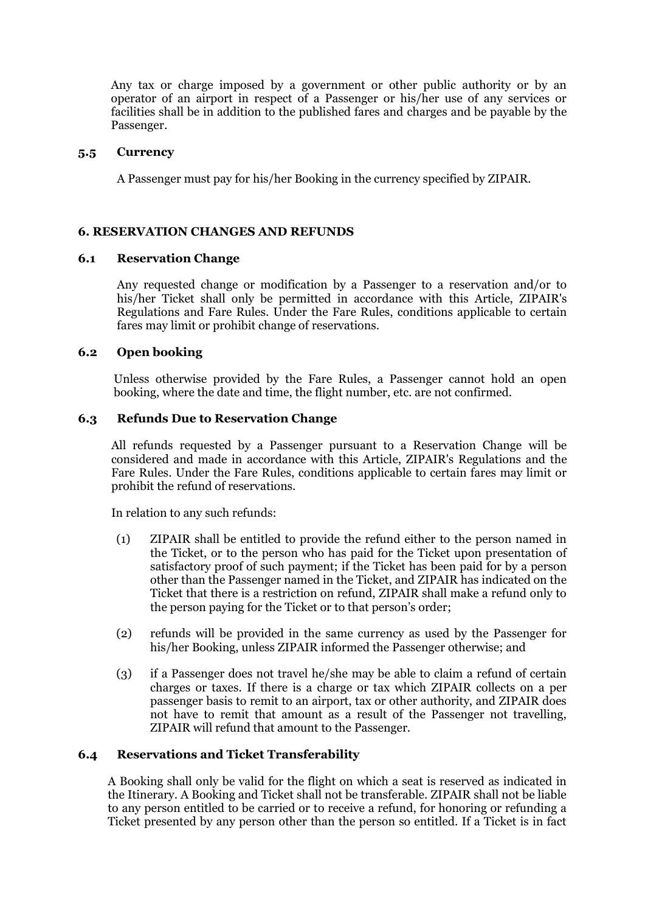Any tax or charge imposed by a government or other public authority or by an operator of an airport in respect of a Passenger or his/her use of any services or facilities shall be in addition to the published fares and charges and be payable by the Passenger.

### 5.5 Currency

A Passenger must pay for his/her Booking in the currency specified by ZIPAIR.

## 6. RESERVATION CHANGES AND REFUNDS

### 6.1 Reservation Change

Any requested change or modification by a Passenger to a reservation and/or to his/her Ticket shall only be permitted in accordance with this Article, ZIPAIR's Regulations and Fare Rules. Under the Fare Rules, conditions applicable to certain fares may limit or prohibit change of reservations.

### 6.2 Open booking

Unless otherwise provided by the Fare Rules, a Passenger cannot hold an open booking, where the date and time, the flight number, etc. are not confirmed.

### 6.3 Refunds Due to Reservation Change

All refunds requested by a Passenger pursuant to a Reservation Change will be considered and made in accordance with this Article, ZIPAIR's Regulations and the Fare Rules. Under the Fare Rules, conditions applicable to certain fares may limit or prohibit the refund of reservations.

In relation to any such refunds:

(1) ZIPAIR shall be entitled to provide the refund either to the person named in the Ticket, or to the person who has paid for the Ticket upon presentation of satisfactory proof of such payment; if the Ticket has been paid for by a person other than the Passenger named in the Ticket, and ZIPAIR has indicated on the Ticket that there is a restriction on refund, ZIPAIR shall make a refund only to the person paying for the Ticket or to that person's order;

(2) refunds will be provided in the same currency as used by the Passenger for his/her Booking, unless ZIPAIR informed the Passenger otherwise; and

(3) if a Passenger does not travel he/she may be able to claim a refund of certain charges or taxes. If there is a charge or tax which ZIPAIR collects on a per passenger basis to remit to an airport, tax or other authority, and ZIPAIR does not have to remit that amount as a result of the Passenger not travelling, ZIPAIR will refund that amount to the Passenger.

### 6.4 Reservations and Ticket Transferability

A Booking shall only be valid for the flight on which a seat is reserved as indicated in the Itinerary. A Booking and Ticket shall not be transferable. ZIPAIR shall not be liable to any person entitled to be carried or to receive a refund, for honoring or refunding a Ticket presented by any person other than the person so entitled. If a Ticket is in fact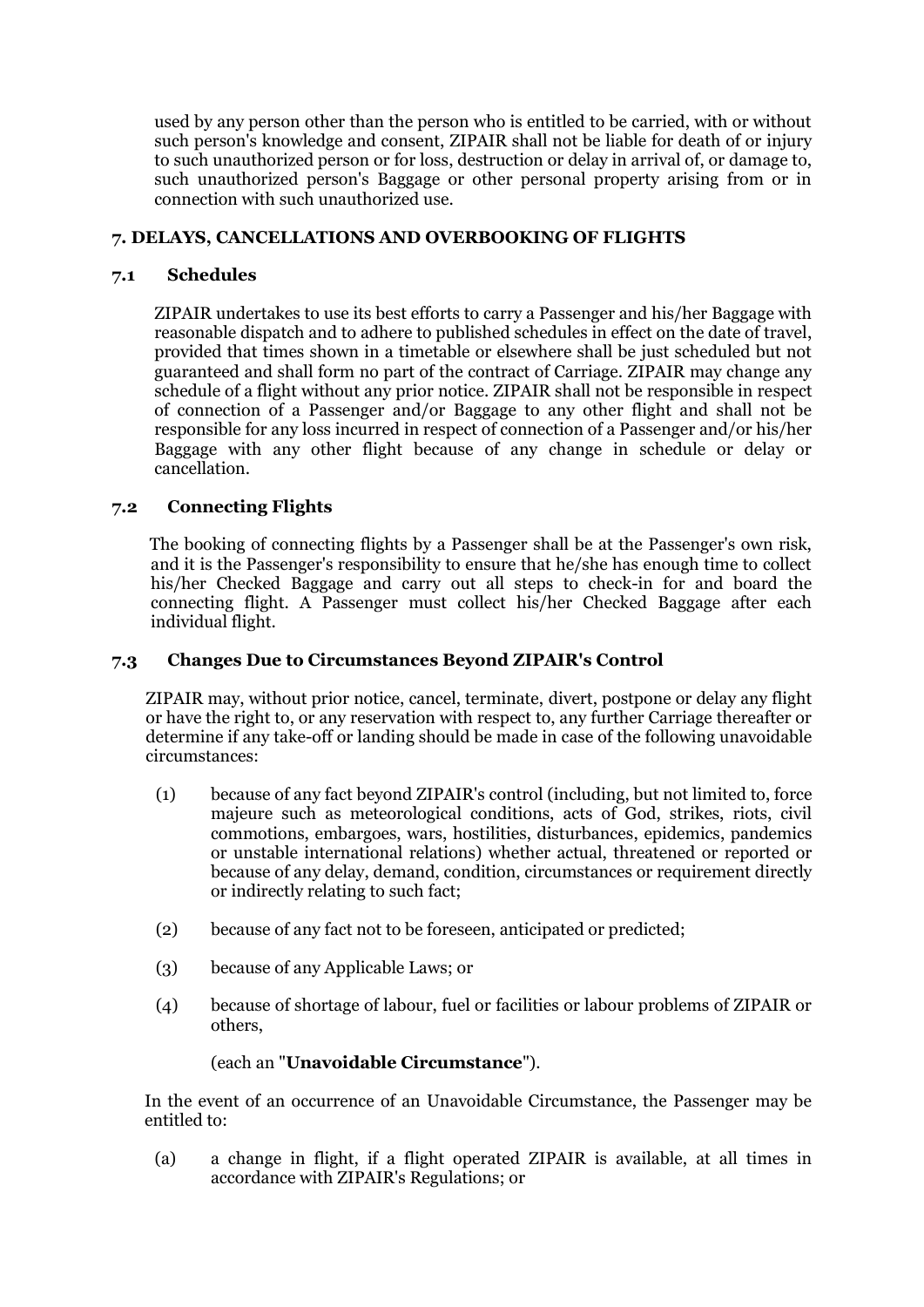used by any person other than the person who is entitled to be carried, with or without such person's knowledge and consent, ZIPAIR shall not be liable for death of or injury to such unauthorized person or for loss, destruction or delay in arrival of, or damage to, such unauthorized person's Baggage or other personal property arising from or in connection with such unauthorized use.

## 7. DELAYS, CANCELLATIONS AND OVERBOOKING OF FLIGHTS

### 7.1 Schedules

ZIPAIR undertakes to use its best efforts to carry a Passenger and his/her Baggage with reasonable dispatch and to adhere to published schedules in effect on the date of travel, provided that times shown in a timetable or elsewhere shall be just scheduled but not guaranteed and shall form no part of the contract of Carriage. ZIPAIR may change any schedule of a flight without any prior notice. ZIPAIR shall not be responsible in respect of connection of a Passenger and/or Baggage to any other flight and shall not be responsible for any loss incurred in respect of connection of a Passenger and/or his/her Baggage with any other flight because of any change in schedule or delay or cancellation.

### 7.2 Connecting Flights

The booking of connecting flights by a Passenger shall be at the Passenger's own risk, and it is the Passenger's responsibility to ensure that he/she has enough time to collect his/her Checked Baggage and carry out all steps to check-in for and board the connecting flight. A Passenger must collect his/her Checked Baggage after each individual flight.

### 7.3 Changes Due to Circumstances Beyond ZIPAIR's Control

ZIPAIR may, without prior notice, cancel, terminate, divert, postpone or delay any flight or have the right to, or any reservation with respect to, any further Carriage thereafter or determine if any take-off or landing should be made in case of the following unavoidable circumstances:

(1) because of any fact beyond ZIPAIR's control (including, but not limited to, force majeure such as meteorological conditions, acts of God, strikes, riots, civil commotions, embargoes, wars, hostilities, disturbances, epidemics, pandemics or unstable international relations) whether actual, threatened or reported or because of any delay, demand, condition, circumstances or requirement directly or indirectly relating to such fact;

(2) because of any fact not to be foreseen, anticipated or predicted;

(3) because of any Applicable Laws; or

(4) because of shortage of labour, fuel or facilities or labour problems of ZIPAIR or others,

(each an "**Unavoidable Circumstance**").

In the event of an occurrence of an Unavoidable Circumstance, the Passenger may be entitled to:

(a) a change in flight, if a flight operated ZIPAIR is available, at all times in accordance with ZIPAIR's Regulations; or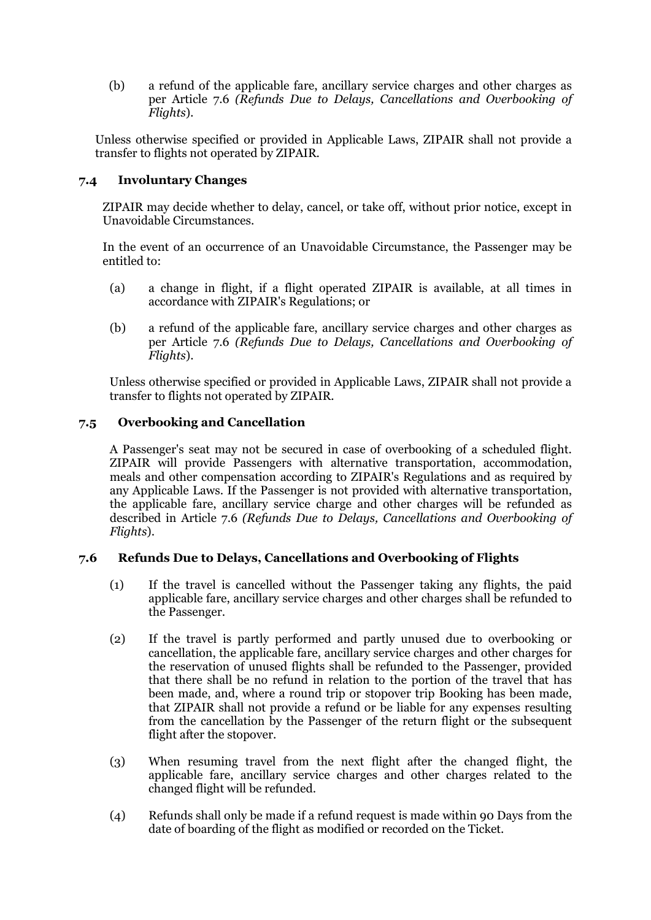(b) a refund of the applicable fare, ancillary service charges and other charges as per Article 7.6 *(Refunds Due to Delays, Cancellations and Overbooking of Flights)*.

Unless otherwise specified or provided in Applicable Laws, ZIPAIR shall not provide a transfer to flights not operated by ZIPAIR.

### 7.4 Involuntary Changes

ZIPAIR may decide whether to delay, cancel, or take off, without prior notice, except in Unavoidable Circumstances.

In the event of an occurrence of an Unavoidable Circumstance, the Passenger may be entitled to:

(a) a change in flight, if a flight operated ZIPAIR is available, at all times in accordance with ZIPAIR's Regulations; or

(b) a refund of the applicable fare, ancillary service charges and other charges as per Article 7.6 *(Refunds Due to Delays, Cancellations and Overbooking of Flights)*.

Unless otherwise specified or provided in Applicable Laws, ZIPAIR shall not provide a transfer to flights not operated by ZIPAIR.

### 7.5 Overbooking and Cancellation

A Passenger's seat may not be secured in case of overbooking of a scheduled flight. ZIPAIR will provide Passengers with alternative transportation, accommodation, meals and other compensation according to ZIPAIR's Regulations and as required by any Applicable Laws. If the Passenger is not provided with alternative transportation, the applicable fare, ancillary service charge and other charges will be refunded as described in Article 7.6 *(Refunds Due to Delays, Cancellations and Overbooking of Flights)*.

### 7.6 Refunds Due to Delays, Cancellations and Overbooking of Flights

(1) If the travel is cancelled without the Passenger taking any flights, the paid applicable fare, ancillary service charges and other charges shall be refunded to the Passenger.

(2) If the travel is partly performed and partly unused due to overbooking or cancellation, the applicable fare, ancillary service charges and other charges for the reservation of unused flights shall be refunded to the Passenger, provided that there shall be no refund in relation to the portion of the travel that has been made, and, where a round trip or stopover trip Booking has been made, that ZIPAIR shall not provide a refund or be liable for any expenses resulting from the cancellation by the Passenger of the return flight or the subsequent flight after the stopover.

(3) When resuming travel from the next flight after the changed flight, the applicable fare, ancillary service charges and other charges related to the changed flight will be refunded.

(4) Refunds shall only be made if a refund request is made within 90 Days from the date of boarding of the flight as modified or recorded on the Ticket.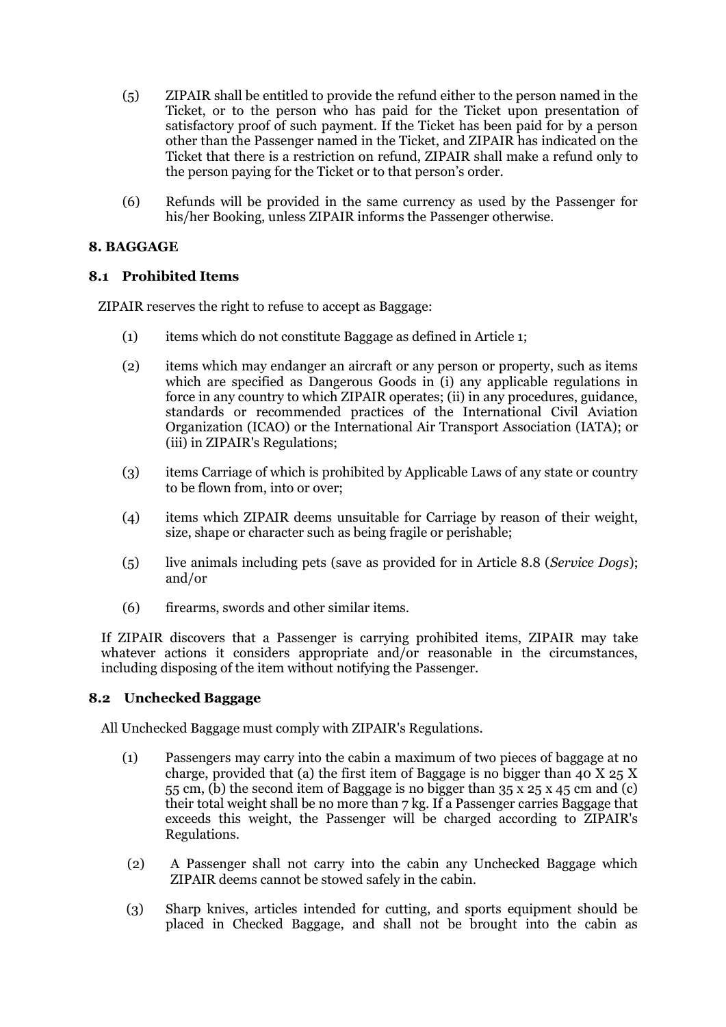(5) ZIPAIR shall be entitled to provide the refund either to the person named in the Ticket, or to the person who has paid for the Ticket upon presentation of satisfactory proof of such payment. If the Ticket has been paid for by a person other than the Passenger named in the Ticket, and ZIPAIR has indicated on the Ticket that there is a restriction on refund, ZIPAIR shall make a refund only to the person paying for the Ticket or to that person's order.

(6) Refunds will be provided in the same currency as used by the Passenger for his/her Booking, unless ZIPAIR informs the Passenger otherwise.

## 8. BAGGAGE

### 8.1 Prohibited Items

ZIPAIR reserves the right to refuse to accept as Baggage:

(1) items which do not constitute Baggage as defined in Article 1;

(2) items which may endanger an aircraft or any person or property, such as items which are specified as Dangerous Goods in (i) any applicable regulations in force in any country to which ZIPAIR operates; (ii) in any procedures, guidance, standards or recommended practices of the International Civil Aviation Organization (ICAO) or the International Air Transport Association (IATA); or (iii) in ZIPAIR's Regulations;

(3) items Carriage of which is prohibited by Applicable Laws of any state or country to be flown from, into or over;

(4) items which ZIPAIR deems unsuitable for Carriage by reason of their weight, size, shape or character such as being fragile or perishable;

(5) live animals including pets (save as provided for in Article 8.8 (*Service Dogs*); and/or

(6) firearms, swords and other similar items.

If ZIPAIR discovers that a Passenger is carrying prohibited items, ZIPAIR may take whatever actions it considers appropriate and/or reasonable in the circumstances, including disposing of the item without notifying the Passenger.

### 8.2 Unchecked Baggage

All Unchecked Baggage must comply with ZIPAIR's Regulations.

(1) Passengers may carry into the cabin a maximum of two pieces of baggage at no charge, provided that (a) the first item of Baggage is no bigger than 40 X 25 X 55 cm, (b) the second item of Baggage is no bigger than 35 x 25 x 45 cm and (c) their total weight shall be no more than 7 kg. If a Passenger carries Baggage that exceeds this weight, the Passenger will be charged according to ZIPAIR's Regulations.

(2) A Passenger shall not carry into the cabin any Unchecked Baggage which ZIPAIR deems cannot be stowed safely in the cabin.

(3) Sharp knives, articles intended for cutting, and sports equipment should be placed in Checked Baggage, and shall not be brought into the cabin as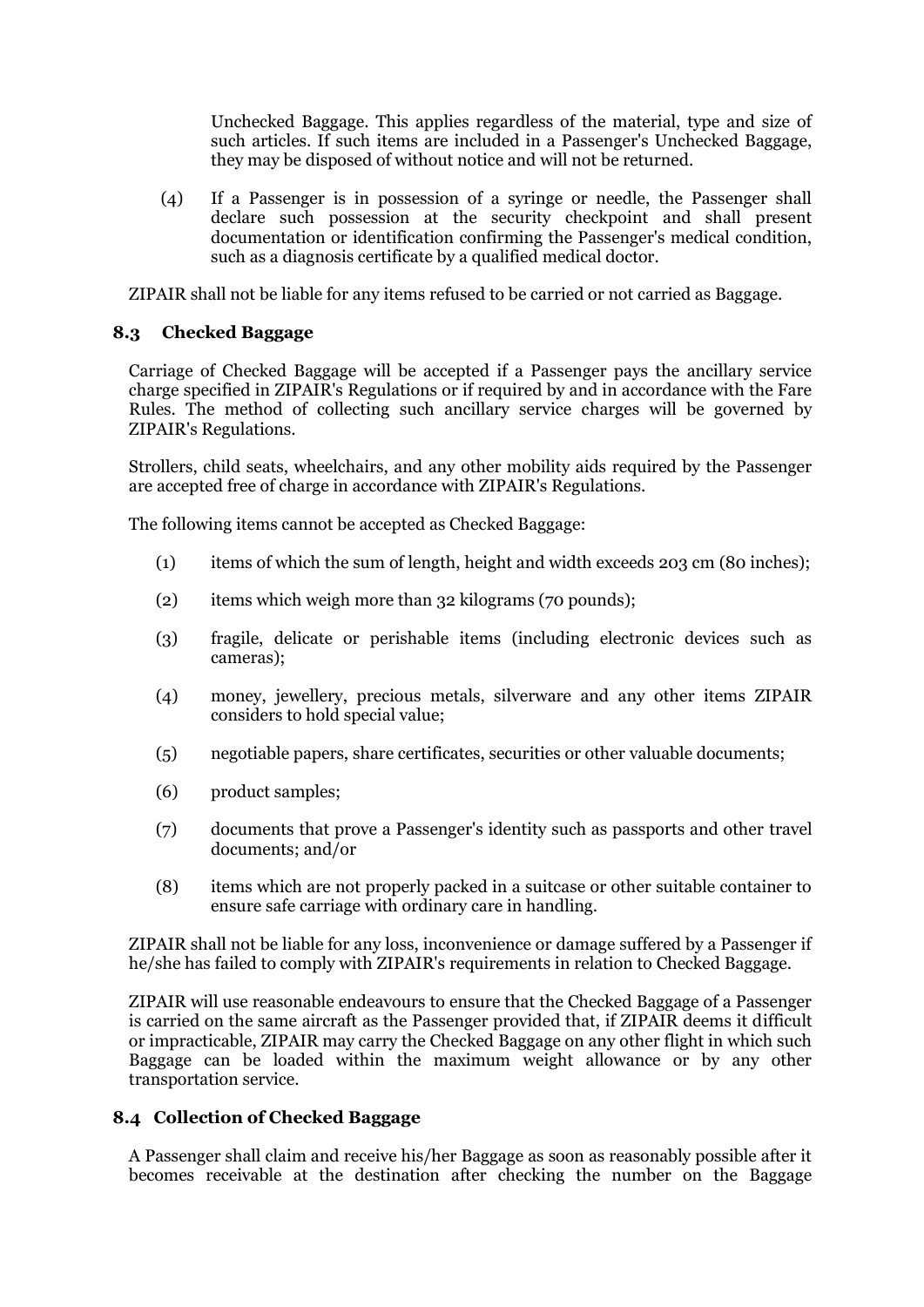Unchecked Baggage. This applies regardless of the material, type and size of such articles. If such items are included in a Passenger's Unchecked Baggage, they may be disposed of without notice and will not be returned.

(4) If a Passenger is in possession of a syringe or needle, the Passenger shall declare such possession at the security checkpoint and shall present documentation or identification confirming the Passenger's medical condition, such as a diagnosis certificate by a qualified medical doctor.

ZIPAIR shall not be liable for any items refused to be carried or not carried as Baggage.

### 8.3 Checked Baggage

Carriage of Checked Baggage will be accepted if a Passenger pays the ancillary service charge specified in ZIPAIR's Regulations or if required by and in accordance with the Fare Rules. The method of collecting such ancillary service charges will be governed by ZIPAIR's Regulations.

Strollers, child seats, wheelchairs, and any other mobility aids required by the Passenger are accepted free of charge in accordance with ZIPAIR's Regulations.

The following items cannot be accepted as Checked Baggage:

(1) items of which the sum of length, height and width exceeds 203 cm (80 inches);

(2) items which weigh more than 32 kilograms (70 pounds);

(3) fragile, delicate or perishable items (including electronic devices such as cameras);

(4) money, jewellery, precious metals, silverware and any other items ZIPAIR considers to hold special value;

(5) negotiable papers, share certificates, securities or other valuable documents;

(6) product samples;

(7) documents that prove a Passenger's identity such as passports and other travel documents; and/or

(8) items which are not properly packed in a suitcase or other suitable container to ensure safe carriage with ordinary care in handling.

ZIPAIR shall not be liable for any loss, inconvenience or damage suffered by a Passenger if he/she has failed to comply with ZIPAIR's requirements in relation to Checked Baggage.

ZIPAIR will use reasonable endeavours to ensure that the Checked Baggage of a Passenger is carried on the same aircraft as the Passenger provided that, if ZIPAIR deems it difficult or impracticable, ZIPAIR may carry the Checked Baggage on any other flight in which such Baggage can be loaded within the maximum weight allowance or by any other transportation service.

### 8.4 Collection of Checked Baggage

A Passenger shall claim and receive his/her Baggage as soon as reasonably possible after it becomes receivable at the destination after checking the number on the Baggage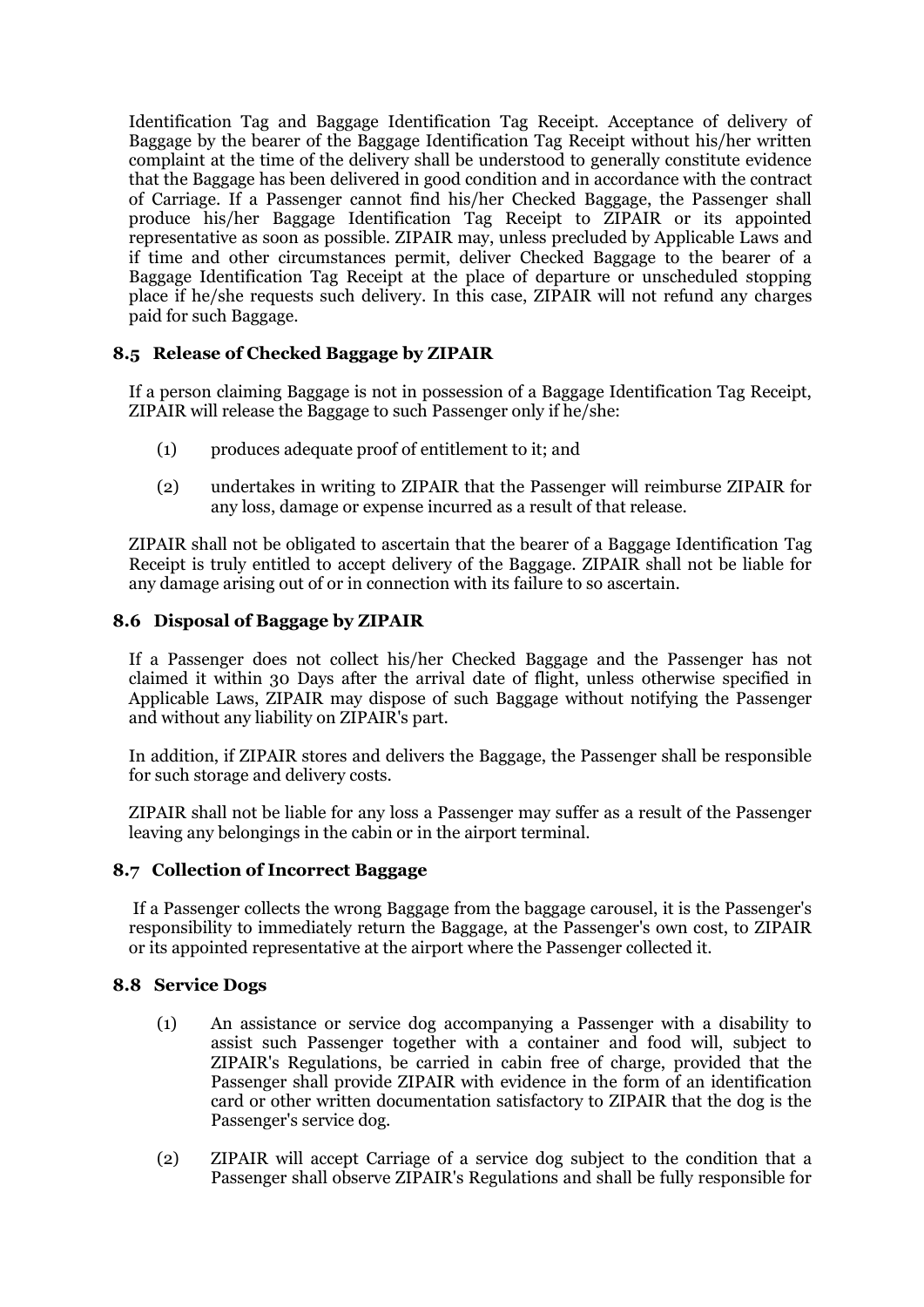Identification Tag and Baggage Identification Tag Receipt. Acceptance of delivery of Baggage by the bearer of the Baggage Identification Tag Receipt without his/her written complaint at the time of the delivery shall be understood to generally constitute evidence that the Baggage has been delivered in good condition and in accordance with the contract of Carriage. If a Passenger cannot find his/her Checked Baggage, the Passenger shall produce his/her Baggage Identification Tag Receipt to ZIPAIR or its appointed representative as soon as possible. ZIPAIR may, unless precluded by Applicable Laws and if time and other circumstances permit, deliver Checked Baggage to the bearer of a Baggage Identification Tag Receipt at the place of departure or unscheduled stopping place if he/she requests such delivery. In this case, ZIPAIR will not refund any charges paid for such Baggage.

### 8.5 Release of Checked Baggage by ZIPAIR

If a person claiming Baggage is not in possession of a Baggage Identification Tag Receipt, ZIPAIR will release the Baggage to such Passenger only if he/she:

(1) produces adequate proof of entitlement to it; and

(2) undertakes in writing to ZIPAIR that the Passenger will reimburse ZIPAIR for any loss, damage or expense incurred as a result of that release.

ZIPAIR shall not be obligated to ascertain that the bearer of a Baggage Identification Tag Receipt is truly entitled to accept delivery of the Baggage. ZIPAIR shall not be liable for any damage arising out of or in connection with its failure to so ascertain.

### 8.6 Disposal of Baggage by ZIPAIR

If a Passenger does not collect his/her Checked Baggage and the Passenger has not claimed it within 30 Days after the arrival date of flight, unless otherwise specified in Applicable Laws, ZIPAIR may dispose of such Baggage without notifying the Passenger and without any liability on ZIPAIR's part.

In addition, if ZIPAIR stores and delivers the Baggage, the Passenger shall be responsible for such storage and delivery costs.

ZIPAIR shall not be liable for any loss a Passenger may suffer as a result of the Passenger leaving any belongings in the cabin or in the airport terminal.

### 8.7 Collection of Incorrect Baggage

If a Passenger collects the wrong Baggage from the baggage carousel, it is the Passenger's responsibility to immediately return the Baggage, at the Passenger's own cost, to ZIPAIR or its appointed representative at the airport where the Passenger collected it.

### 8.8 Service Dogs

(1) An assistance or service dog accompanying a Passenger with a disability to assist such Passenger together with a container and food will, subject to ZIPAIR's Regulations, be carried in cabin free of charge, provided that the Passenger shall provide ZIPAIR with evidence in the form of an identification card or other written documentation satisfactory to ZIPAIR that the dog is the Passenger's service dog.

(2) ZIPAIR will accept Carriage of a service dog subject to the condition that a Passenger shall observe ZIPAIR's Regulations and shall be fully responsible for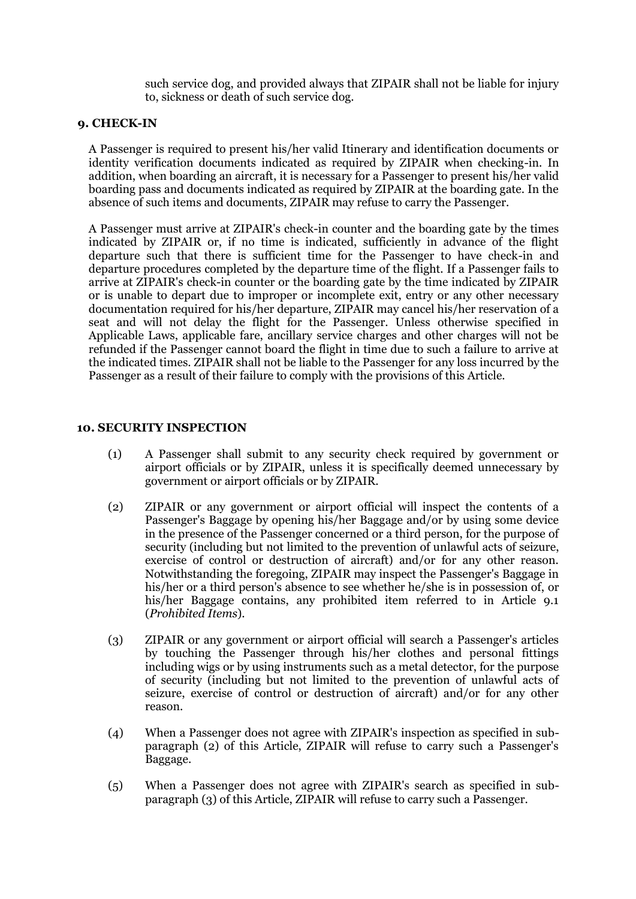such service dog, and provided always that ZIPAIR shall not be liable for injury to, sickness or death of such service dog.

## 9. CHECK-IN

A Passenger is required to present his/her valid Itinerary and identification documents or identity verification documents indicated as required by ZIPAIR when checking-in. In addition, when boarding an aircraft, it is necessary for a Passenger to present his/her valid boarding pass and documents indicated as required by ZIPAIR at the boarding gate. In the absence of such items and documents, ZIPAIR may refuse to carry the Passenger.

A Passenger must arrive at ZIPAIR's check-in counter and the boarding gate by the times indicated by ZIPAIR or, if no time is indicated, sufficiently in advance of the flight departure such that there is sufficient time for the Passenger to have check-in and departure procedures completed by the departure time of the flight. If a Passenger fails to arrive at ZIPAIR's check-in counter or the boarding gate by the time indicated by ZIPAIR or is unable to depart due to improper or incomplete exit, entry or any other necessary documentation required for his/her departure, ZIPAIR may cancel his/her reservation of a seat and will not delay the flight for the Passenger. Unless otherwise specified in Applicable Laws, applicable fare, ancillary service charges and other charges will not be refunded if the Passenger cannot board the flight in time due to such a failure to arrive at the indicated times. ZIPAIR shall not be liable to the Passenger for any loss incurred by the Passenger as a result of their failure to comply with the provisions of this Article.

## 10. SECURITY INSPECTION

(1) A Passenger shall submit to any security check required by government or airport officials or by ZIPAIR, unless it is specifically deemed unnecessary by government or airport officials or by ZIPAIR.

(2) ZIPAIR or any government or airport official will inspect the contents of a Passenger's Baggage by opening his/her Baggage and/or by using some device in the presence of the Passenger concerned or a third person, for the purpose of security (including but not limited to the prevention of unlawful acts of seizure, exercise of control or destruction of aircraft) and/or for any other reason. Notwithstanding the foregoing, ZIPAIR may inspect the Passenger's Baggage in his/her or a third person's absence to see whether he/she is in possession of, or his/her Baggage contains, any prohibited item referred to in Article 9.1 (*Prohibited Items*).

(3) ZIPAIR or any government or airport official will search a Passenger's articles by touching the Passenger through his/her clothes and personal fittings including wigs or by using instruments such as a metal detector, for the purpose of security (including but not limited to the prevention of unlawful acts of seizure, exercise of control or destruction of aircraft) and/or for any other reason.

(4) When a Passenger does not agree with ZIPAIR's inspection as specified in sub-paragraph (2) of this Article, ZIPAIR will refuse to carry such a Passenger's Baggage.

(5) When a Passenger does not agree with ZIPAIR's search as specified in sub-paragraph (3) of this Article, ZIPAIR will refuse to carry such a Passenger.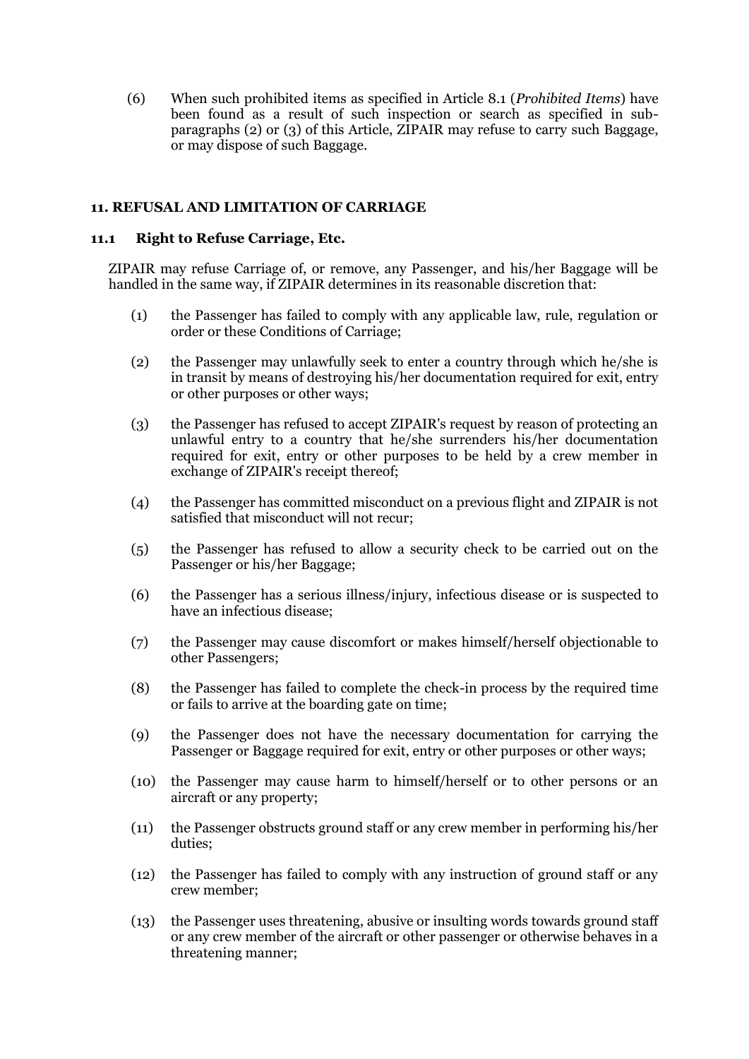(6) When such prohibited items as specified in Article 8.1 (*Prohibited Items*) have been found as a result of such inspection or search as specified in sub-paragraphs (2) or (3) of this Article, ZIPAIR may refuse to carry such Baggage, or may dispose of such Baggage.

## 11. REFUSAL AND LIMITATION OF CARRIAGE

### 11.1 Right to Refuse Carriage, Etc.

ZIPAIR may refuse Carriage of, or remove, any Passenger, and his/her Baggage will be handled in the same way, if ZIPAIR determines in its reasonable discretion that:

(1) the Passenger has failed to comply with any applicable law, rule, regulation or order or these Conditions of Carriage;

(2) the Passenger may unlawfully seek to enter a country through which he/she is in transit by means of destroying his/her documentation required for exit, entry or other purposes or other ways;

(3) the Passenger has refused to accept ZIPAIR's request by reason of protecting an unlawful entry to a country that he/she surrenders his/her documentation required for exit, entry or other purposes to be held by a crew member in exchange of ZIPAIR's receipt thereof;

(4) the Passenger has committed misconduct on a previous flight and ZIPAIR is not satisfied that misconduct will not recur;

(5) the Passenger has refused to allow a security check to be carried out on the Passenger or his/her Baggage;

(6) the Passenger has a serious illness/injury, infectious disease or is suspected to have an infectious disease;

(7) the Passenger may cause discomfort or makes himself/herself objectionable to other Passengers;

(8) the Passenger has failed to complete the check-in process by the required time or fails to arrive at the boarding gate on time;

(9) the Passenger does not have the necessary documentation for carrying the Passenger or Baggage required for exit, entry or other purposes or other ways;

(10) the Passenger may cause harm to himself/herself or to other persons or an aircraft or any property;

(11) the Passenger obstructs ground staff or any crew member in performing his/her duties;

(12) the Passenger has failed to comply with any instruction of ground staff or any crew member;

(13) the Passenger uses threatening, abusive or insulting words towards ground staff or any crew member of the aircraft or other passenger or otherwise behaves in a threatening manner;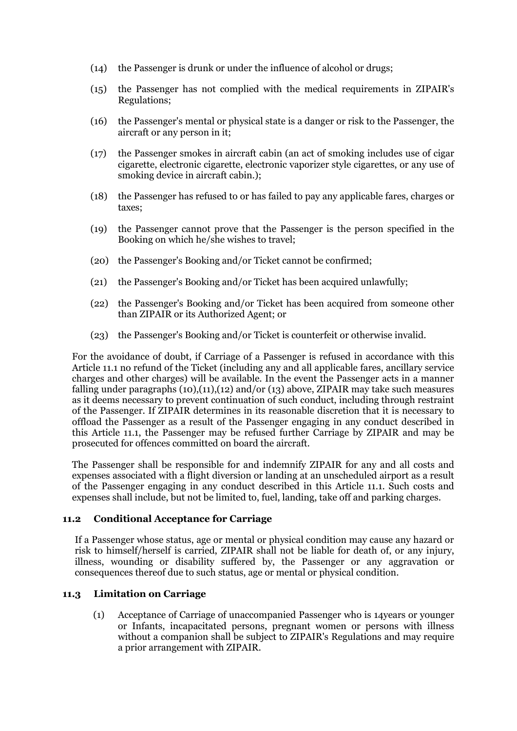(14) the Passenger is drunk or under the influence of alcohol or drugs;

(15) the Passenger has not complied with the medical requirements in ZIPAIR's Regulations;

(16) the Passenger's mental or physical state is a danger or risk to the Passenger, the aircraft or any person in it;

(17) the Passenger smokes in aircraft cabin (an act of smoking includes use of cigar cigarette, electronic cigarette, electronic vaporizer style cigarettes, or any use of smoking device in aircraft cabin.);

(18) the Passenger has refused to or has failed to pay any applicable fares, charges or taxes;

(19) the Passenger cannot prove that the Passenger is the person specified in the Booking on which he/she wishes to travel;

(20) the Passenger's Booking and/or Ticket cannot be confirmed;

(21) the Passenger's Booking and/or Ticket has been acquired unlawfully;

(22) the Passenger's Booking and/or Ticket has been acquired from someone other than ZIPAIR or its Authorized Agent; or

(23) the Passenger's Booking and/or Ticket is counterfeit or otherwise invalid.

For the avoidance of doubt, if Carriage of a Passenger is refused in accordance with this Article 11.1 no refund of the Ticket (including any and all applicable fares, ancillary service charges and other charges) will be available. In the event the Passenger acts in a manner falling under paragraphs (10),(11),(12) and/or (13) above, ZIPAIR may take such measures as it deems necessary to prevent continuation of such conduct, including through restraint of the Passenger. If ZIPAIR determines in its reasonable discretion that it is necessary to offload the Passenger as a result of the Passenger engaging in any conduct described in this Article 11.1, the Passenger may be refused further Carriage by ZIPAIR and may be prosecuted for offences committed on board the aircraft.

The Passenger shall be responsible for and indemnify ZIPAIR for any and all costs and expenses associated with a flight diversion or landing at an unscheduled airport as a result of the Passenger engaging in any conduct described in this Article 11.1. Such costs and expenses shall include, but not be limited to, fuel, landing, take off and parking charges.

### 11.2 Conditional Acceptance for Carriage

If a Passenger whose status, age or mental or physical condition may cause any hazard or risk to himself/herself is carried, ZIPAIR shall not be liable for death of, or any injury, illness, wounding or disability suffered by, the Passenger or any aggravation or consequences thereof due to such status, age or mental or physical condition.

### 11.3 Limitation on Carriage

(1) Acceptance of Carriage of unaccompanied Passenger who is 14years or younger or Infants, incapacitated persons, pregnant women or persons with illness without a companion shall be subject to ZIPAIR's Regulations and may require a prior arrangement with ZIPAIR.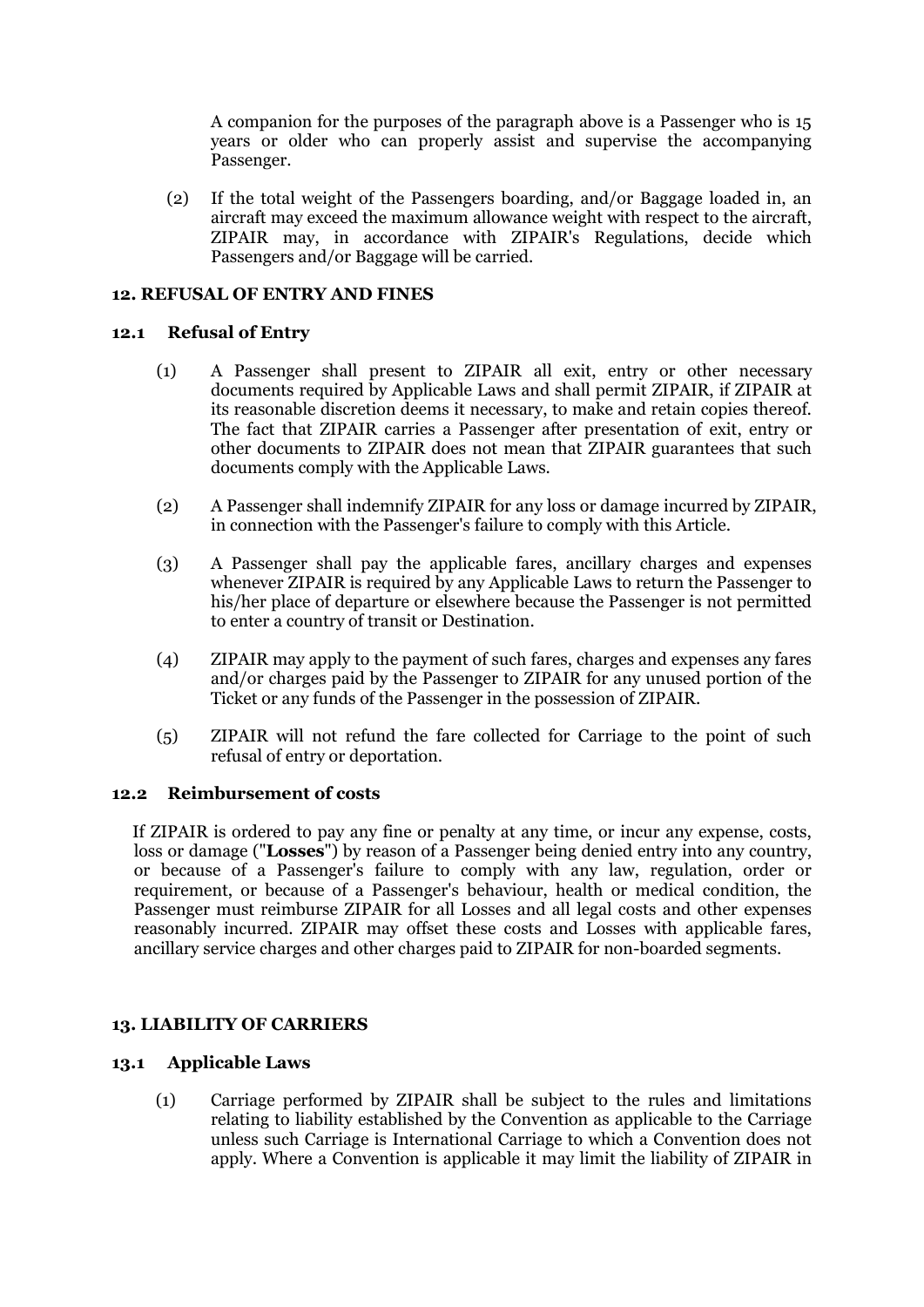A companion for the purposes of the paragraph above is a Passenger who is 15 years or older who can properly assist and supervise the accompanying Passenger.

(2) If the total weight of the Passengers boarding, and/or Baggage loaded in, an aircraft may exceed the maximum allowance weight with respect to the aircraft, ZIPAIR may, in accordance with ZIPAIR's Regulations, decide which Passengers and/or Baggage will be carried.

## 12. REFUSAL OF ENTRY AND FINES

### 12.1 Refusal of Entry

(1) A Passenger shall present to ZIPAIR all exit, entry or other necessary documents required by Applicable Laws and shall permit ZIPAIR, if ZIPAIR at its reasonable discretion deems it necessary, to make and retain copies thereof. The fact that ZIPAIR carries a Passenger after presentation of exit, entry or other documents to ZIPAIR does not mean that ZIPAIR guarantees that such documents comply with the Applicable Laws.

(2) A Passenger shall indemnify ZIPAIR for any loss or damage incurred by ZIPAIR, in connection with the Passenger's failure to comply with this Article.

(3) A Passenger shall pay the applicable fares, ancillary charges and expenses whenever ZIPAIR is required by any Applicable Laws to return the Passenger to his/her place of departure or elsewhere because the Passenger is not permitted to enter a country of transit or Destination.

(4) ZIPAIR may apply to the payment of such fares, charges and expenses any fares and/or charges paid by the Passenger to ZIPAIR for any unused portion of the Ticket or any funds of the Passenger in the possession of ZIPAIR.

(5) ZIPAIR will not refund the fare collected for Carriage to the point of such refusal of entry or deportation.

### 12.2 Reimbursement of costs

If ZIPAIR is ordered to pay any fine or penalty at any time, or incur any expense, costs, loss or damage ("**Losses**") by reason of a Passenger being denied entry into any country, or because of a Passenger's failure to comply with any law, regulation, order or requirement, or because of a Passenger's behaviour, health or medical condition, the Passenger must reimburse ZIPAIR for all Losses and all legal costs and other expenses reasonably incurred. ZIPAIR may offset these costs and Losses with applicable fares, ancillary service charges and other charges paid to ZIPAIR for non-boarded segments.

## 13. LIABILITY OF CARRIERS

### 13.1 Applicable Laws

(1) Carriage performed by ZIPAIR shall be subject to the rules and limitations relating to liability established by the Convention as applicable to the Carriage unless such Carriage is International Carriage to which a Convention does not apply. Where a Convention is applicable it may limit the liability of ZIPAIR in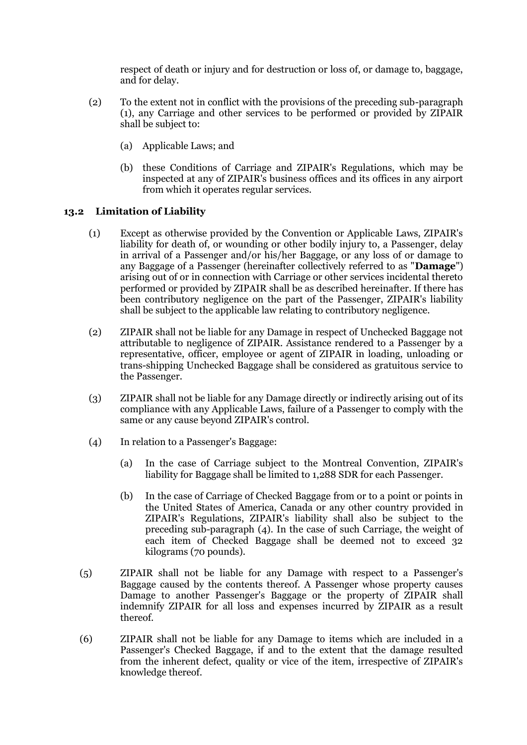respect of death or injury and for destruction or loss of, or damage to, baggage, and for delay.

(2) To the extent not in conflict with the provisions of the preceding sub-paragraph (1), any Carriage and other services to be performed or provided by ZIPAIR shall be subject to:

(a) Applicable Laws; and

(b) these Conditions of Carriage and ZIPAIR's Regulations, which may be inspected at any of ZIPAIR's business offices and its offices in any airport from which it operates regular services.

### 13.2 Limitation of Liability

(1) Except as otherwise provided by the Convention or Applicable Laws, ZIPAIR's liability for death of, or wounding or other bodily injury to, a Passenger, delay in arrival of a Passenger and/or his/her Baggage, or any loss of or damage to any Baggage of a Passenger (hereinafter collectively referred to as "**Damage**") arising out of or in connection with Carriage or other services incidental thereto performed or provided by ZIPAIR shall be as described hereinafter. If there has been contributory negligence on the part of the Passenger, ZIPAIR's liability shall be subject to the applicable law relating to contributory negligence.

(2) ZIPAIR shall not be liable for any Damage in respect of Unchecked Baggage not attributable to negligence of ZIPAIR. Assistance rendered to a Passenger by a representative, officer, employee or agent of ZIPAIR in loading, unloading or trans-shipping Unchecked Baggage shall be considered as gratuitous service to the Passenger.

(3) ZIPAIR shall not be liable for any Damage directly or indirectly arising out of its compliance with any Applicable Laws, failure of a Passenger to comply with the same or any cause beyond ZIPAIR's control.

(4) In relation to a Passenger's Baggage:

(a) In the case of Carriage subject to the Montreal Convention, ZIPAIR's liability for Baggage shall be limited to 1,288 SDR for each Passenger.

(b) In the case of Carriage of Checked Baggage from or to a point or points in the United States of America, Canada or any other country provided in ZIPAIR's Regulations, ZIPAIR's liability shall also be subject to the preceding sub-paragraph (4). In the case of such Carriage, the weight of each item of Checked Baggage shall be deemed not to exceed 32 kilograms (70 pounds).

(5) ZIPAIR shall not be liable for any Damage with respect to a Passenger's Baggage caused by the contents thereof. A Passenger whose property causes Damage to another Passenger's Baggage or the property of ZIPAIR shall indemnify ZIPAIR for all loss and expenses incurred by ZIPAIR as a result thereof.

(6) ZIPAIR shall not be liable for any Damage to items which are included in a Passenger's Checked Baggage, if and to the extent that the damage resulted from the inherent defect, quality or vice of the item, irrespective of ZIPAIR's knowledge thereof.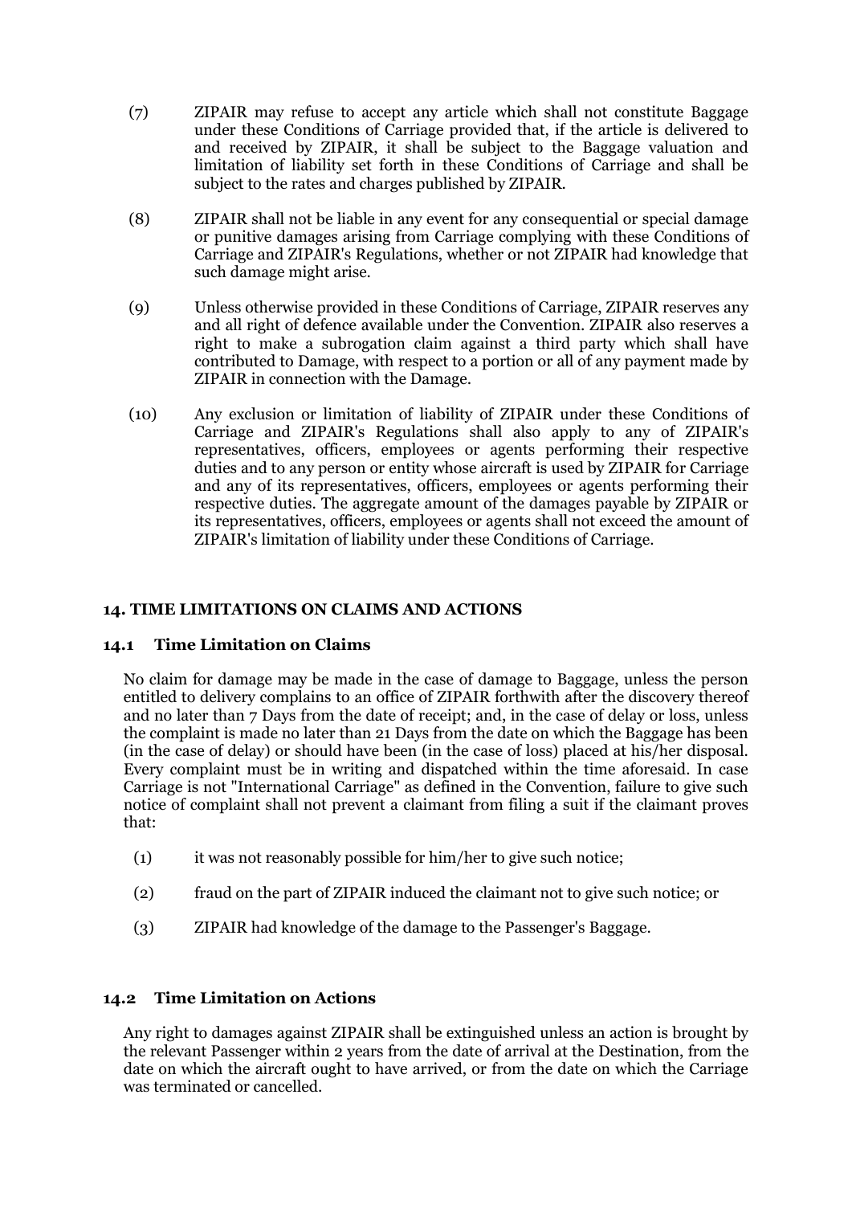(7) ZIPAIR may refuse to accept any article which shall not constitute Baggage under these Conditions of Carriage provided that, if the article is delivered to and received by ZIPAIR, it shall be subject to the Baggage valuation and limitation of liability set forth in these Conditions of Carriage and shall be subject to the rates and charges published by ZIPAIR.

(8) ZIPAIR shall not be liable in any event for any consequential or special damage or punitive damages arising from Carriage complying with these Conditions of Carriage and ZIPAIR's Regulations, whether or not ZIPAIR had knowledge that such damage might arise.

(9) Unless otherwise provided in these Conditions of Carriage, ZIPAIR reserves any and all right of defence available under the Convention. ZIPAIR also reserves a right to make a subrogation claim against a third party which shall have contributed to Damage, with respect to a portion or all of any payment made by ZIPAIR in connection with the Damage.

(10) Any exclusion or limitation of liability of ZIPAIR under these Conditions of Carriage and ZIPAIR's Regulations shall also apply to any of ZIPAIR's representatives, officers, employees or agents performing their respective duties and to any person or entity whose aircraft is used by ZIPAIR for Carriage and any of its representatives, officers, employees or agents performing their respective duties. The aggregate amount of the damages payable by ZIPAIR or its representatives, officers, employees or agents shall not exceed the amount of ZIPAIR's limitation of liability under these Conditions of Carriage.

## 14. TIME LIMITATIONS ON CLAIMS AND ACTIONS

### 14.1 Time Limitation on Claims

No claim for damage may be made in the case of damage to Baggage, unless the person entitled to delivery complains to an office of ZIPAIR forthwith after the discovery thereof and no later than 7 Days from the date of receipt; and, in the case of delay or loss, unless the complaint is made no later than 21 Days from the date on which the Baggage has been (in the case of delay) or should have been (in the case of loss) placed at his/her disposal. Every complaint must be in writing and dispatched within the time aforesaid. In case Carriage is not "International Carriage" as defined in the Convention, failure to give such notice of complaint shall not prevent a claimant from filing a suit if the claimant proves that:

(1) it was not reasonably possible for him/her to give such notice;

(2) fraud on the part of ZIPAIR induced the claimant not to give such notice; or

(3) ZIPAIR had knowledge of the damage to the Passenger's Baggage.

### 14.2 Time Limitation on Actions

Any right to damages against ZIPAIR shall be extinguished unless an action is brought by the relevant Passenger within 2 years from the date of arrival at the Destination, from the date on which the aircraft ought to have arrived, or from the date on which the Carriage was terminated or cancelled.